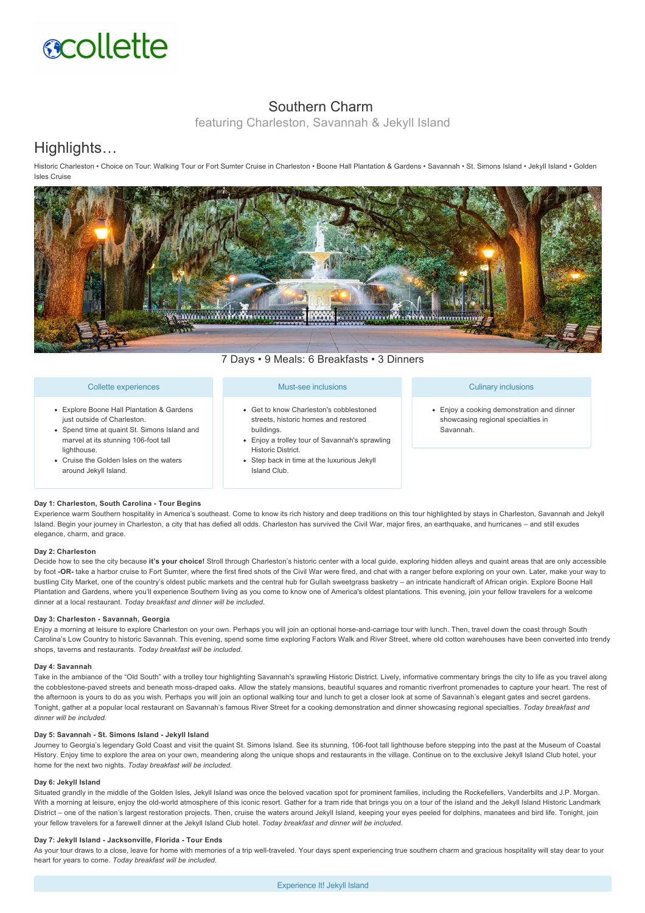# Southern Charm

featuring Charleston, Savannah & Jekyll Island

## Highlights…

Historic Charleston • Choice on Tour: Walking Tour or Fort Sumter Cruise in Charleston • Boone Hall Plantation & Gardens • Savannah • St. Simons Island • Jekyll Island • Golden Isles Cruise

7 Days • 9 Meals: 6 Breakfasts • 3 Dinners

### Collette experiences

- Explore Boone Hall Plantation & Gardens just outside of Charleston.
- Spend time at quaint St. Simons Island and marvel at its stunning 106-foot tall lighthouse.
- Cruise the Golden Isles on the waters around Jekyll Island.

### Must-see inclusions

- Get to know Charleston's cobblestoned streets, historic homes and restored buildings.
- Enjoy a trolley tour of Savannah's sprawling Historic District.
- Step back in time at the luxurious Jekyll Island Club.

### Culinary inclusions

- Enjoy a cooking demonstration and dinner showcasing regional specialties in Savannah.

**Day 1: Charleston, South Carolina - Tour Begins**

Experience warm Southern hospitality in America's southeast. Come to know its rich history and deep traditions on this tour highlighted by stays in Charleston, Savannah and Jekyll Island. Begin your journey in Charleston, a city that has defied all odds. Charleston has survived the Civil War, major fires, an earthquake, and hurricanes – and still exudes elegance, charm, and grace.

**Day 2: Charleston**

Decide how to see the city because **it's your choice!** Stroll through Charleston's historic center with a local guide, exploring hidden alleys and quaint areas that are only accessible by foot **-OR-** take a harbor cruise to Fort Sumter, where the first fired shots of the Civil War were fired, and chat with a ranger before exploring on your own. Later, make your way to bustling City Market, one of the country's oldest public markets and the central hub for Gullah sweetgrass basketry – an intricate handicraft of African origin. Explore Boone Hall Plantation and Gardens, where you'll experience Southern living as you come to know one of America's oldest plantations. This evening, join your fellow travelers for a welcome dinner at a local restaurant. *Today breakfast and dinner will be included.*

**Day 3: Charleston - Savannah, Georgia**

Enjoy a morning at leisure to explore Charleston on your own. Perhaps you will join an optional horse-and-carriage tour with lunch. Then, travel down the coast through South Carolina's Low Country to historic Savannah. This evening, spend some time exploring Factors Walk and River Street, where old cotton warehouses have been converted into trendy shops, taverns and restaurants. *Today breakfast will be included.*

**Day 4: Savannah**

Take in the ambiance of the "Old South" with a trolley tour highlighting Savannah's sprawling Historic District. Lively, informative commentary brings the city to life as you travel along the cobblestone-paved streets and beneath moss-draped oaks. Allow the stately mansions, beautiful squares and romantic riverfront promenades to capture your heart. The rest of the afternoon is yours to do as you wish. Perhaps you will join an optional walking tour and lunch to get a closer look at some of Savannah's elegant gates and secret gardens. Tonight, gather at a popular local restaurant on Savannah's famous River Street for a cooking demonstration and dinner showcasing regional specialties. *Today breakfast and dinner will be included.*

**Day 5: Savannah - St. Simons Island - Jekyll Island**

Journey to Georgia's legendary Gold Coast and visit the quaint St. Simons Island. See its stunning, 106-foot tall lighthouse before stepping into the past at the Museum of Coastal History. Enjoy time to explore the area on your own, meandering along the unique shops and restaurants in the village. Continue on to the exclusive Jekyll Island Club hotel, your home for the next two nights. *Today breakfast will be included.*

**Day 6: Jekyll Island**

Situated grandly in the middle of the Golden Isles, Jekyll Island was once the beloved vacation spot for prominent families, including the Rockefellers, Vanderbilts and J.P. Morgan. With a morning at leisure, enjoy the old-world atmosphere of this iconic resort. Gather for a tram ride that brings you on a tour of the island and the Jekyll Island Historic Landmark District – one of the nation's largest restoration projects. Then, cruise the waters around Jekyll Island, keeping your eyes peeled for dolphins, manatees and bird life. Tonight, join your fellow travelers for a farewell dinner at the Jekyll Island Club hotel. *Today breakfast and dinner will be included.*

**Day 7: Jekyll Island - Jacksonville, Florida - Tour Ends**

As your tour draws to a close, leave for home with memories of a trip well-traveled. Your days spent experiencing true southern charm and gracious hospitality will stay dear to your heart for years to come. *Today breakfast will be included.*

### Experience It! Jekyll Island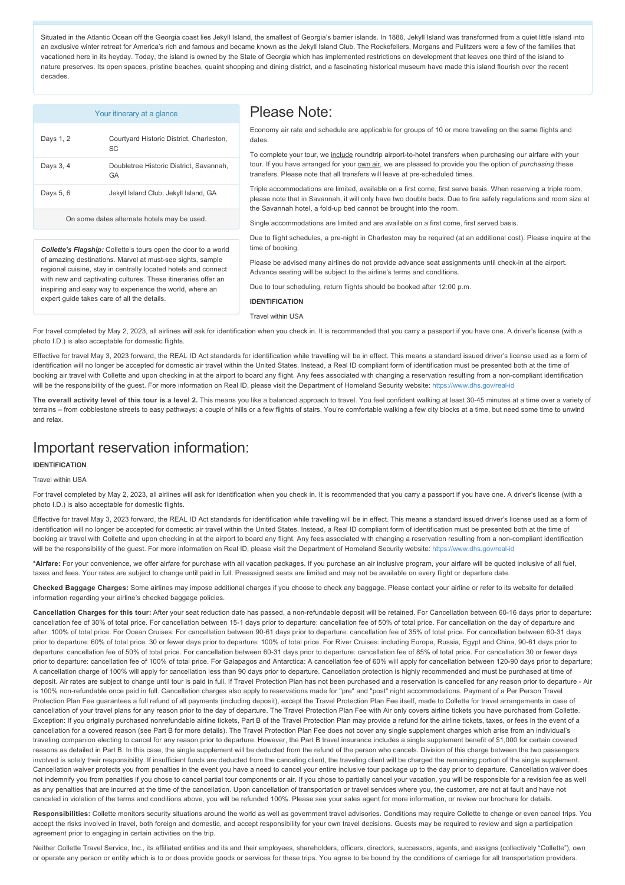Situated in the Atlantic Ocean off the Georgia coast lies Jekyll Island, the smallest of Georgia's barrier islands. In 1886, Jekyll Island was transformed from a quiet little island into an exclusive winter retreat for America's rich and famous and became known as the Jekyll Island Club. The Rockefellers, Morgans and Pulitzers were a few of the families that vacationed here in its heyday. Today, the island is owned by the State of Georgia which has implemented restrictions on development that leaves one third of the island to nature preserves. Its open spaces, pristine beaches, quaint shopping and dining district, and a fascinating historical museum have made this island flourish over the recent decades.

| Your itinerary at a glance | |
|---|---|
| Days 1, 2 | Courtyard Historic District, Charleston, SC |
| Days 3, 4 | Doubletree Historic District, Savannah, GA |
| Days 5, 6 | Jekyll Island Club, Jekyll Island, GA |

On some dates alternate hotels may be used.

***Collette's Flagship:*** Collette's tours open the door to a world of amazing destinations. Marvel at must-see sights, sample regional cuisine, stay in centrally located hotels and connect with new and captivating cultures. These itineraries offer an inspiring and easy way to experience the world, where an expert guide takes care of all the details.

# Please Note:

Economy air rate and schedule are applicable for groups of 10 or more traveling on the same flights and dates.

To complete your tour, we include roundtrip airport-to-hotel transfers when purchasing our airfare with your tour. If you have arranged for your own air, we are pleased to provide you the option of *purchasing* these transfers. Please note that all transfers will leave at pre-scheduled times.

Triple accommodations are limited, available on a first come, first serve basis. When reserving a triple room, please note that in Savannah, it will only have two double beds. Due to fire safety regulations and room size at the Savannah hotel, a fold-up bed cannot be brought into the room.

Single accommodations are limited and are available on a first come, first served basis.

Due to flight schedules, a pre-night in Charleston may be required (at an additional cost). Please inquire at the time of booking.

Please be advised many airlines do not provide advance seat assignments until check-in at the airport. Advance seating will be subject to the airline's terms and conditions.

Due to tour scheduling, return flights should be booked after 12:00 p.m.

**IDENTIFICATION**

Travel within USA

For travel completed by May 2, 2023, all airlines will ask for identification when you check in. It is recommended that you carry a passport if you have one. A driver's license (with a photo I.D.) is also acceptable for domestic flights.

Effective for travel May 3, 2023 forward, the REAL ID Act standards for identification while travelling will be in effect. This means a standard issued driver's license used as a form of identification will no longer be accepted for domestic air travel within the United States. Instead, a Real ID compliant form of identification must be presented both at the time of booking air travel with Collette and upon checking in at the airport to board any flight. Any fees associated with changing a reservation resulting from a non-compliant identification will be the responsibility of the guest. For more information on Real ID, please visit the Department of Homeland Security website: https://www.dhs.gov/real-id

**The overall activity level of this tour is a level 2.** This means you like a balanced approach to travel. You feel confident walking at least 30-45 minutes at a time over a variety of terrains – from cobblestone streets to easy pathways; a couple of hills or a few flights of stairs. You're comfortable walking a few city blocks at a time, but need some time to unwind and relax.

# Important reservation information:

**IDENTIFICATION**

Travel within USA

For travel completed by May 2, 2023, all airlines will ask for identification when you check in. It is recommended that you carry a passport if you have one. A driver's license (with a photo I.D.) is also acceptable for domestic flights.

Effective for travel May 3, 2023 forward, the REAL ID Act standards for identification while travelling will be in effect. This means a standard issued driver's license used as a form of identification will no longer be accepted for domestic air travel within the United States. Instead, a Real ID compliant form of identification must be presented both at the time of booking air travel with Collette and upon checking in at the airport to board any flight. Any fees associated with changing a reservation resulting from a non-compliant identification will be the responsibility of the guest. For more information on Real ID, please visit the Department of Homeland Security website: https://www.dhs.gov/real-id

**\*Airfare:** For your convenience, we offer airfare for purchase with all vacation packages. If you purchase an air inclusive program, your airfare will be quoted inclusive of all fuel, taxes and fees. Your rates are subject to change until paid in full. Preassigned seats are limited and may not be available on every flight or departure date.

**Checked Baggage Charges:** Some airlines may impose additional charges if you choose to check any baggage. Please contact your airline or refer to its website for detailed information regarding your airline's checked baggage policies.

**Cancellation Charges for this tour:** After your seat reduction date has passed, a non-refundable deposit will be retained. For Cancellation between 60-16 days prior to departure: cancellation fee of 30% of total price. For cancellation between 15-1 days prior to departure: cancellation fee of 50% of total price. For cancellation on the day of departure and after: 100% of total price. For Ocean Cruises: For cancellation between 90-61 days prior to departure: cancellation fee of 35% of total price. For cancellation between 60-31 days prior to departure: 60% of total price. 30 or fewer days prior to departure: 100% of total price. For River Cruises: including Europe, Russia, Egypt and China, 90-61 days prior to departure: cancellation fee of 50% of total price. For cancellation between 60-31 days prior to departure: cancellation fee of 85% of total price. For cancellation 30 or fewer days prior to departure: cancellation fee of 100% of total price. For Galapagos and Antarctica: A cancellation fee of 60% will apply for cancellation between 120-90 days prior to departure; A cancellation charge of 100% will apply for cancellation less than 90 days prior to departure. Cancellation protection is highly recommended and must be purchased at time of deposit. Air rates are subject to change until tour is paid in full. If Travel Protection Plan has not been purchased and a reservation is cancelled for any reason prior to departure - Air is 100% non-refundable once paid in full. Cancellation charges also apply to reservations made for "pre" and "post" night accommodations. Payment of a Per Person Travel Protection Plan Fee guarantees a full refund of all payments (including deposit), except the Travel Protection Plan Fee itself, made to Collette for travel arrangements in case of cancellation of your travel plans for any reason prior to the day of departure. The Travel Protection Plan Fee with Air only covers airline tickets you have purchased from Collette. Exception: If you originally purchased nonrefundable airline tickets, Part B of the Travel Protection Plan may provide a refund for the airline tickets, taxes, or fees in the event of a cancellation for a covered reason (see Part B for more details). The Travel Protection Plan Fee does not cover any single supplement charges which arise from an individual's traveling companion electing to cancel for any reason prior to departure. However, the Part B travel insurance includes a single supplement benefit of $1,000 for certain covered reasons as detailed in Part B. In this case, the single supplement will be deducted from the refund of the person who cancels. Division of this charge between the two passengers involved is solely their responsibility. If insufficient funds are deducted from the canceling client, the traveling client will be charged the remaining portion of the single supplement. Cancellation waiver protects you from penalties in the event you have a need to cancel your entire inclusive tour package up to the day prior to departure. Cancellation waiver does not indemnify you from penalties if you chose to cancel partial tour components or air. If you chose to partially cancel your vacation, you will be responsible for a revision fee as well as any penalties that are incurred at the time of the cancellation. Upon cancellation of transportation or travel services where you, the customer, are not at fault and have not canceled in violation of the terms and conditions above, you will be refunded 100%. Please see your sales agent for more information, or review our brochure for details.

**Responsibilities:** Collette monitors security situations around the world as well as government travel advisories. Conditions may require Collette to change or even cancel trips. You accept the risks involved in travel, both foreign and domestic, and accept responsibility for your own travel decisions. Guests may be required to review and sign a participation agreement prior to engaging in certain activities on the trip.

Neither Collette Travel Service, Inc., its affiliated entities and its and their employees, shareholders, officers, directors, successors, agents, and assigns (collectively "Collette"), own or operate any person or entity which is to or does provide goods or services for these trips. You agree to be bound by the conditions of carriage for all transportation providers.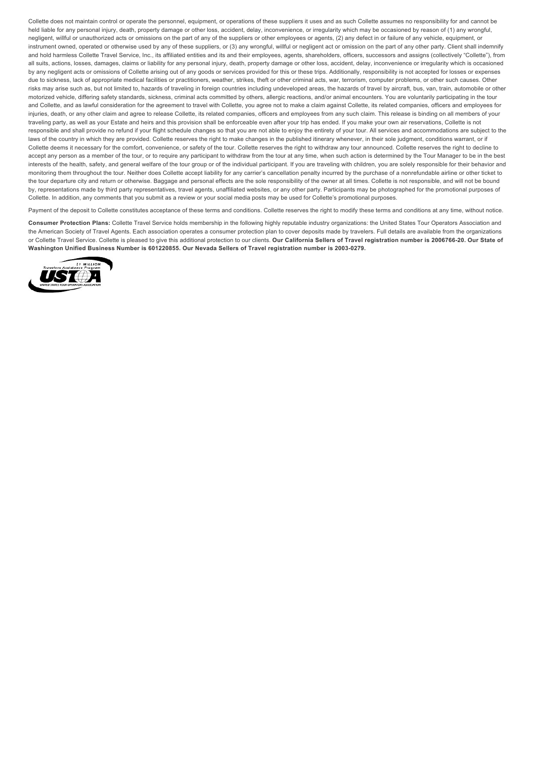Collette does not maintain control or operate the personnel, equipment, or operations of these suppliers it uses and as such Collette assumes no responsibility for and cannot be held liable for any personal injury, death, property damage or other loss, accident, delay, inconvenience, or irregularity which may be occasioned by reason of (1) any wrongful, negligent, willful or unauthorized acts or omissions on the part of any of the suppliers or other employees or agents, (2) any defect in or failure of any vehicle, equipment, or instrument owned, operated or otherwise used by any of these suppliers, or (3) any wrongful, willful or negligent act or omission on the part of any other party. Client shall indemnify and hold harmless Collette Travel Service, Inc., its affiliated entities and its and their employees, agents, shareholders, officers, successors and assigns (collectively "Collette"), from all suits, actions, losses, damages, claims or liability for any personal injury, death, property damage or other loss, accident, delay, inconvenience or irregularity which is occasioned by any negligent acts or omissions of Collette arising out of any goods or services provided for this or these trips. Additionally, responsibility is not accepted for losses or expenses due to sickness, lack of appropriate medical facilities or practitioners, weather, strikes, theft or other criminal acts, war, terrorism, computer problems, or other such causes. Other risks may arise such as, but not limited to, hazards of traveling in foreign countries including undeveloped areas, the hazards of travel by aircraft, bus, van, train, automobile or other motorized vehicle, differing safety standards, sickness, criminal acts committed by others, allergic reactions, and/or animal encounters. You are voluntarily participating in the tour and Collette, and as lawful consideration for the agreement to travel with Collette, you agree not to make a claim against Collette, its related companies, officers and employees for injuries, death, or any other claim and agree to release Collette, its related companies, officers and employees from any such claim. This release is binding on all members of your traveling party, as well as your Estate and heirs and this provision shall be enforceable even after your trip has ended. If you make your own air reservations, Collette is not responsible and shall provide no refund if your flight schedule changes so that you are not able to enjoy the entirety of your tour. All services and accommodations are subject to the laws of the country in which they are provided. Collette reserves the right to make changes in the published itinerary whenever, in their sole judgment, conditions warrant, or if Collette deems it necessary for the comfort, convenience, or safety of the tour. Collette reserves the right to withdraw any tour announced. Collette reserves the right to decline to accept any person as a member of the tour, or to require any participant to withdraw from the tour at any time, when such action is determined by the Tour Manager to be in the best interests of the health, safety, and general welfare of the tour group or of the individual participant. If you are traveling with children, you are solely responsible for their behavior and monitoring them throughout the tour. Neither does Collette accept liability for any carrier's cancellation penalty incurred by the purchase of a nonrefundable airline or other ticket to the tour departure city and return or otherwise. Baggage and personal effects are the sole responsibility of the owner at all times. Collette is not responsible, and will not be bound by, representations made by third party representatives, travel agents, unaffiliated websites, or any other party. Participants may be photographed for the promotional purposes of Collette. In addition, any comments that you submit as a review or your social media posts may be used for Collette's promotional purposes.

Payment of the deposit to Collette constitutes acceptance of these terms and conditions. Collette reserves the right to modify these terms and conditions at any time, without notice.

**Consumer Protection Plans:** Collette Travel Service holds membership in the following highly reputable industry organizations: the United States Tour Operators Association and the American Society of Travel Agents. Each association operates a consumer protection plan to cover deposits made by travelers. Full details are available from the organizations or Collette Travel Service. Collette is pleased to give this additional protection to our clients. **Our California Sellers of Travel registration number is 2006766-20. Our State of Washington Unified Business Number is 601220855. Our Nevada Sellers of Travel registration number is 2003-0279.**

$1 MILLION Travelers Assistance Program
USTOA
UNITED STATES TOUR OPERATORS ASSOCIATION